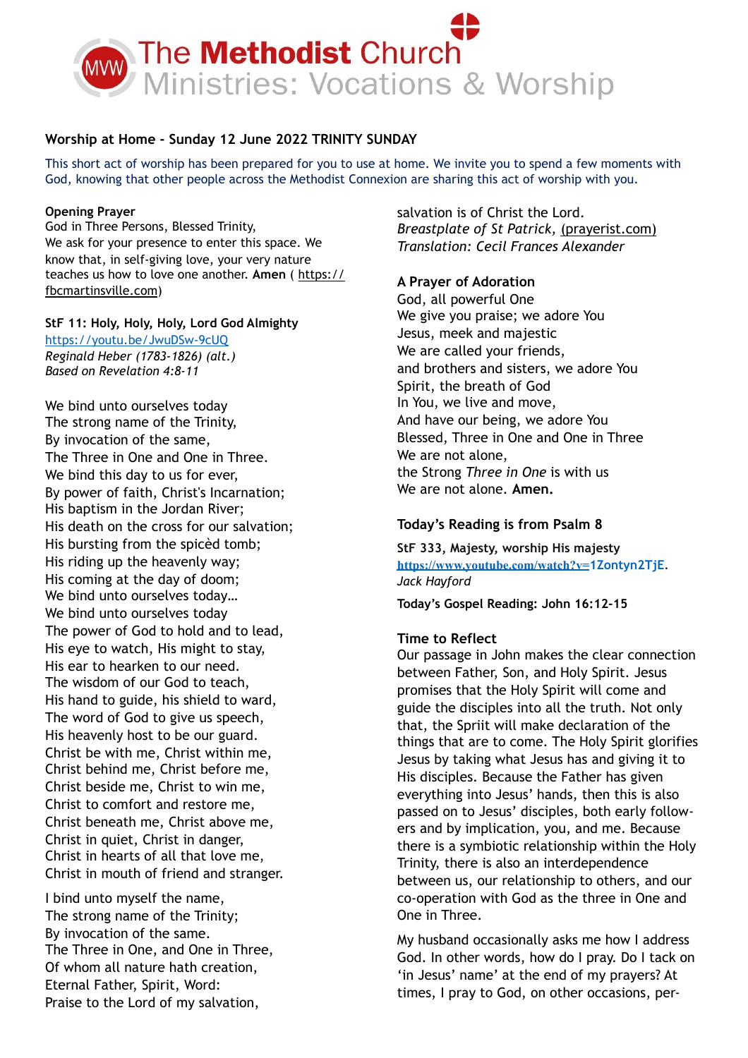# The Methodist Church
## Ministries: Vocations & Worship

### Worship at Home - Sunday 12 June 2022 TRINITY SUNDAY

This short act of worship has been prepared for you to use at home. We invite you to spend a few moments with God, knowing that other people across the Methodist Connexion are sharing this act of worship with you.

**Opening Prayer**
God in Three Persons, Blessed Trinity,
We ask for your presence to enter this space. We know that, in self-giving love, your very nature teaches us how to love one another. **Amen** ( https://fbcmartinsville.com)

**StF 11: Holy, Holy, Holy, Lord God Almighty**
https://youtu.be/JwuDSw-9cUQ
*Reginald Heber (1783-1826) (alt.)*
*Based on Revelation 4:8-11*

We bind unto ourselves today
The strong name of the Trinity,
By invocation of the same,
The Three in One and One in Three.
We bind this day to us for ever,
By power of faith, Christ's Incarnation;
His baptism in the Jordan River;
His death on the cross for our salvation;
His bursting from the spicèd tomb;
His riding up the heavenly way;
His coming at the day of doom;
We bind unto ourselves today…
We bind unto ourselves today
The power of God to hold and to lead,
His eye to watch, His might to stay,
His ear to hearken to our need.
The wisdom of our God to teach,
His hand to guide, his shield to ward,
The word of God to give us speech,
His heavenly host to be our guard.
Christ be with me, Christ within me,
Christ behind me, Christ before me,
Christ beside me, Christ to win me,
Christ to comfort and restore me,
Christ beneath me, Christ above me,
Christ in quiet, Christ in danger,
Christ in hearts of all that love me,
Christ in mouth of friend and stranger.

I bind unto myself the name,
The strong name of the Trinity;
By invocation of the same.
The Three in One, and One in Three,
Of whom all nature hath creation,
Eternal Father, Spirit, Word:
Praise to the Lord of my salvation,
salvation is of Christ the Lord.
*Breastplate of St Patrick,* (prayerist.com)
*Translation: Cecil Frances Alexander*

**A Prayer of Adoration**
God, all powerful One
We give you praise; we adore You
Jesus, meek and majestic
We are called your friends,
and brothers and sisters, we adore You
Spirit, the breath of God
In You, we live and move,
And have our being, we adore You
Blessed, Three in One and One in Three
We are not alone,
the Strong *Three in One* is with us
We are not alone. **Amen.**

**Today's Reading is from Psalm 8**

**StF 333, Majesty, worship His majesty**
https://www.youtube.com/watch?v=1Zontyn2TjE.
*Jack Hayford*

**Today's Gospel Reading: John 16:12-15**

**Time to Reflect**
Our passage in John makes the clear connection between Father, Son, and Holy Spirit. Jesus promises that the Holy Spirit will come and guide the disciples into all the truth. Not only that, the Spriit will make declaration of the things that are to come. The Holy Spirit glorifies Jesus by taking what Jesus has and giving it to His disciples. Because the Father has given everything into Jesus' hands, then this is also passed on to Jesus' disciples, both early followers and by implication, you, and me. Because there is a symbiotic relationship within the Holy Trinity, there is also an interdependence between us, our relationship to others, and our co-operation with God as the three in One and One in Three.

My husband occasionally asks me how I address God. In other words, how do I pray. Do I tack on 'in Jesus' name' at the end of my prayers? At times, I pray to God, on other occasions, per-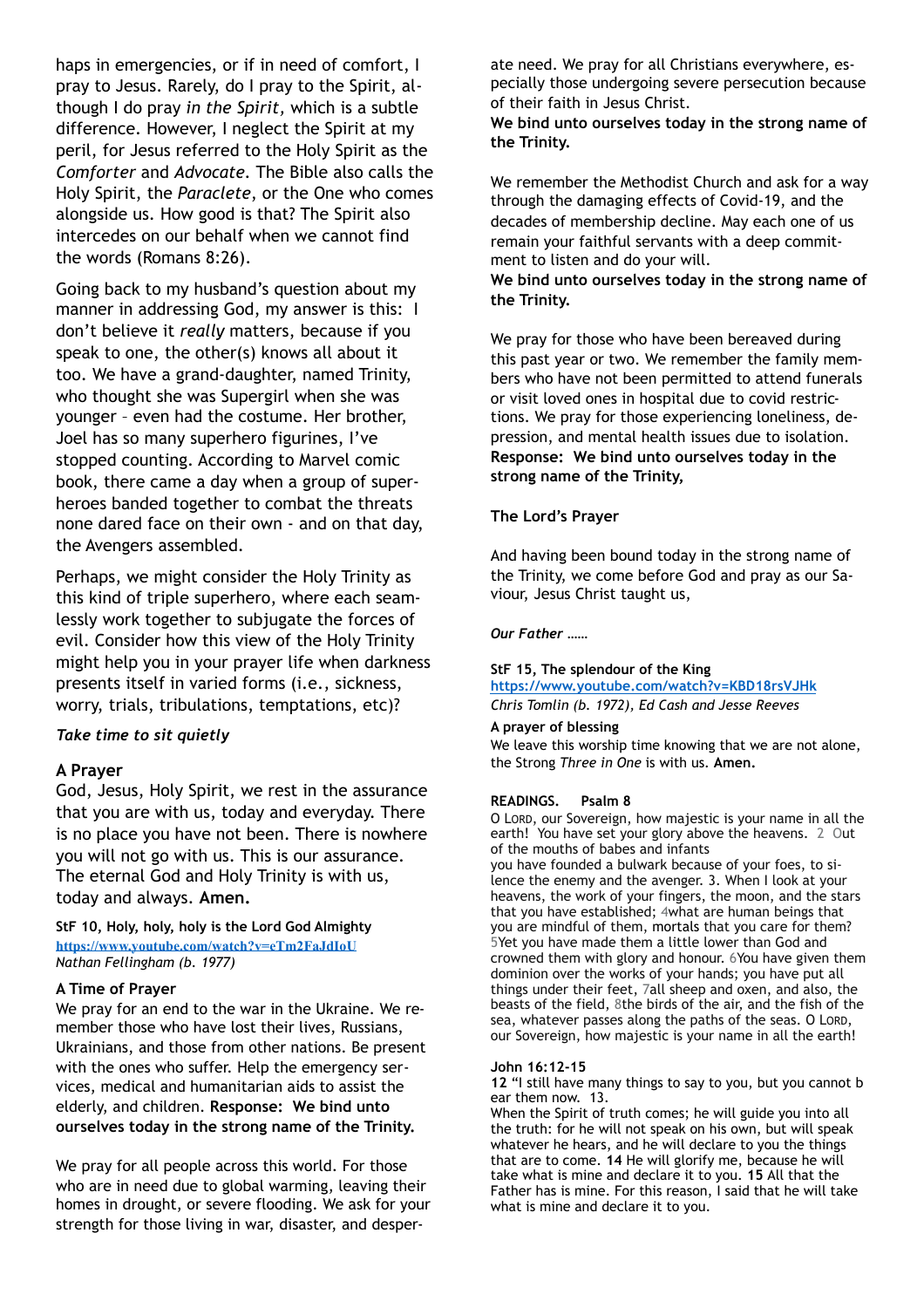haps in emergencies, or if in need of comfort, I pray to Jesus. Rarely, do I pray to the Spirit, although I do pray *in the Spirit,* which is a subtle difference. However, I neglect the Spirit at my peril, for Jesus referred to the Holy Spirit as the *Comforter* and *Advocate*. The Bible also calls the Holy Spirit, the *Paraclete*, or the One who comes alongside us. How good is that? The Spirit also intercedes on our behalf when we cannot find the words (Romans 8:26).

Going back to my husband's question about my manner in addressing God, my answer is this: I don't believe it *really* matters, because if you speak to one, the other(s) knows all about it too. We have a grand-daughter, named Trinity, who thought she was Supergirl when she was younger – even had the costume. Her brother, Joel has so many superhero figurines, I've stopped counting. According to Marvel comic book, there came a day when a group of superheroes banded together to combat the threats none dared face on their own - and on that day, the Avengers assembled.

Perhaps, we might consider the Holy Trinity as this kind of triple superhero, where each seamlessly work together to subjugate the forces of evil. Consider how this view of the Holy Trinity might help you in your prayer life when darkness presents itself in varied forms (i.e., sickness, worry, trials, tribulations, temptations, etc)?

*Take time to sit quietly*

### A Prayer

God, Jesus, Holy Spirit, we rest in the assurance that you are with us, today and everyday. There is no place you have not been. There is nowhere you will not go with us. This is our assurance. The eternal God and Holy Trinity is with us, today and always. **Amen.**

**StF 10, Holy, holy, holy is the Lord God Almighty**
https://www.youtube.com/watch?v=eTm2FaJdIoU
*Nathan Fellingham (b. 1977)*

### A Time of Prayer

We pray for an end to the war in the Ukraine. We remember those who have lost their lives, Russians, Ukrainians, and those from other nations. Be present with the ones who suffer. Help the emergency services, medical and humanitarian aids to assist the elderly, and children. **Response: We bind unto ourselves today in the strong name of the Trinity.**

We pray for all people across this world. For those who are in need due to global warming, leaving their homes in drought, or severe flooding. We ask for your strength for those living in war, disaster, and desperate need. We pray for all Christians everywhere, especially those undergoing severe persecution because of their faith in Jesus Christ.
**We bind unto ourselves today in the strong name of the Trinity.**

We remember the Methodist Church and ask for a way through the damaging effects of Covid-19, and the decades of membership decline. May each one of us remain your faithful servants with a deep commitment to listen and do your will.
**We bind unto ourselves today in the strong name of the Trinity.**

We pray for those who have been bereaved during this past year or two. We remember the family members who have not been permitted to attend funerals or visit loved ones in hospital due to covid restrictions. We pray for those experiencing loneliness, depression, and mental health issues due to isolation.
**Response: We bind unto ourselves today in the strong name of the Trinity,**

### The Lord's Prayer

And having been bound today in the strong name of the Trinity, we come before God and pray as our Saviour, Jesus Christ taught us,

***Our Father*** ……

**StF 15, The splendour of the King**
https://www.youtube.com/watch?v=KBD18rsVJHk
*Chris Tomlin (b. 1972), Ed Cash and Jesse Reeves*

**A prayer of blessing**
We leave this worship time knowing that we are not alone, the Strong *Three in One* is with us. **Amen.**

**READINGS. Psalm 8**
O LORD, our Sovereign, how majestic is your name in all the earth! You have set your glory above the heavens. 2 Out of the mouths of babes and infants
you have founded a bulwark because of your foes, to silence the enemy and the avenger. 3. When I look at your heavens, the work of your fingers, the moon, and the stars that you have established; 4what are human beings that you are mindful of them, mortals that you care for them? 5Yet you have made them a little lower than God and crowned them with glory and honour. 6You have given them dominion over the works of your hands; you have put all things under their feet, 7all sheep and oxen, and also, the beasts of the field, 8the birds of the air, and the fish of the sea, whatever passes along the paths of the seas. O LORD, our Sovereign, how majestic is your name in all the earth!

**John 16:12-15**
**12** "I still have many things to say to you, but you cannot b ear them now. 13.
When the Spirit of truth comes; he will guide you into all the truth: for he will not speak on his own, but will speak whatever he hears, and he will declare to you the things that are to come. **14** He will glorify me, because he will take what is mine and declare it to you. **15** All that the Father has is mine. For this reason, I said that he will take what is mine and declare it to you.